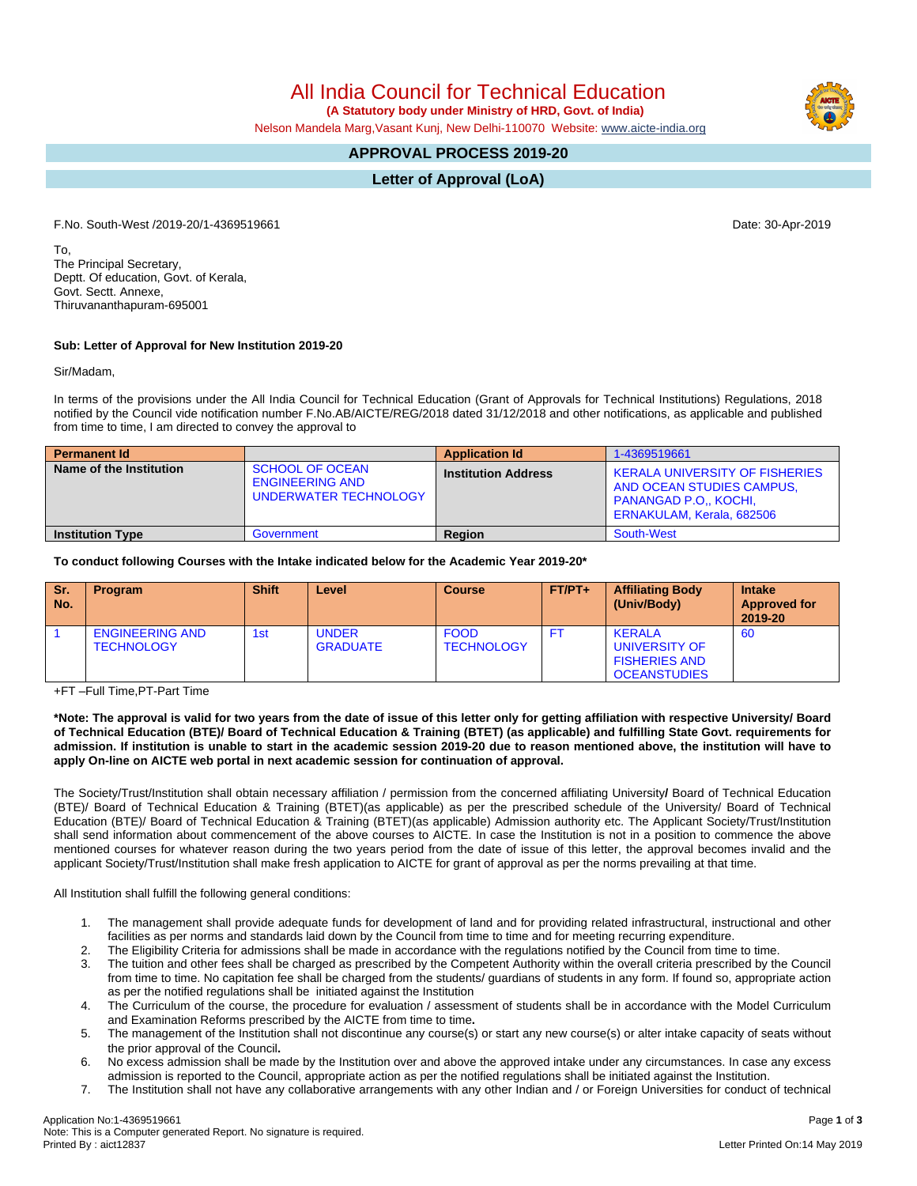# All India Council for Technical Education

**(A Statutory body under Ministry of HRD, Govt. of India)**

Nelson Mandela Marg,Vasant Kunj, New Delhi-110070 Website: www.aicte-india.org

## APPROVAL PROCESS 2019-20

## Letter of Approval (LoA)

F.No. South-West /2019-20/1-4369519661

Date: 30-Apr-2019

To,
The Principal Secretary,
Deptt. Of education, Govt. of Kerala,
Govt. Sectt. Annexe,
Thiruvananthapuram-695001

**Sub: Letter of Approval for New Institution 2019-20**

Sir/Madam,

In terms of the provisions under the All India Council for Technical Education (Grant of Approvals for Technical Institutions) Regulations, 2018 notified by the Council vide notification number F.No.AB/AICTE/REG/2018 dated 31/12/2018 and other notifications, as applicable and published from time to time, I am directed to convey the approval to

| Permanent Id | | Application Id | 1-4369519661 |
|---|---|---|---|
| Name of the Institution | SCHOOL OF OCEAN ENGINEERING AND UNDERWATER TECHNOLOGY | Institution Address | KERALA UNIVERSITY OF FISHERIES AND OCEAN STUDIES CAMPUS, PANANGAD P.O,, KOCHI, ERNAKULAM, Kerala, 682506 |
| Institution Type | Government | Region | South-West |

**To conduct following Courses with the Intake indicated below for the Academic Year 2019-20***

| Sr. No. | Program | Shift | Level | Course | FT/PT+ | Affiliating Body (Univ/Body) | Intake Approved for 2019-20 |
|---|---|---|---|---|---|---|---|
| 1 | ENGINEERING AND TECHNOLOGY | 1st | UNDER GRADUATE | FOOD TECHNOLOGY | FT | KERALA UNIVERSITY OF FISHERIES AND OCEANSTUDIES | 60 |

+FT –Full Time,PT-Part Time

**\*Note: The approval is valid for two years from the date of issue of this letter only for getting affiliation with respective University/ Board of Technical Education (BTE)/ Board of Technical Education & Training (BTET) (as applicable) and fulfilling State Govt. requirements for admission. If institution is unable to start in the academic session 2019-20 due to reason mentioned above, the institution will have to apply On-line on AICTE web portal in next academic session for continuation of approval.**

The Society/Trust/Institution shall obtain necessary affiliation / permission from the concerned affiliating University**/** Board of Technical Education (BTE)/ Board of Technical Education & Training (BTET)(as applicable) as per the prescribed schedule of the University/ Board of Technical Education (BTE)/ Board of Technical Education & Training (BTET)(as applicable) Admission authority etc. The Applicant Society/Trust/Institution shall send information about commencement of the above courses to AICTE. In case the Institution is not in a position to commence the above mentioned courses for whatever reason during the two years period from the date of issue of this letter, the approval becomes invalid and the applicant Society/Trust/Institution shall make fresh application to AICTE for grant of approval as per the norms prevailing at that time.

All Institution shall fulfill the following general conditions:

1. The management shall provide adequate funds for development of land and for providing related infrastructural, instructional and other facilities as per norms and standards laid down by the Council from time to time and for meeting recurring expenditure.
2. The Eligibility Criteria for admissions shall be made in accordance with the regulations notified by the Council from time to time.
3. The tuition and other fees shall be charged as prescribed by the Competent Authority within the overall criteria prescribed by the Council from time to time. No capitation fee shall be charged from the students/ guardians of students in any form. If found so, appropriate action as per the notified regulations shall be initiated against the Institution
4. The Curriculum of the course, the procedure for evaluation / assessment of students shall be in accordance with the Model Curriculum and Examination Reforms prescribed by the AICTE from time to time**.**
5. The management of the Institution shall not discontinue any course(s) or start any new course(s) or alter intake capacity of seats without the prior approval of the Council**.**
6. No excess admission shall be made by the Institution over and above the approved intake under any circumstances. In case any excess admission is reported to the Council, appropriate action as per the notified regulations shall be initiated against the Institution.
7. The Institution shall not have any collaborative arrangements with any other Indian and / or Foreign Universities for conduct of technical

Application No:1-4369519661
Note: This is a Computer generated Report. No signature is required.
Printed By : aict12837

Letter Printed On:14 May 2019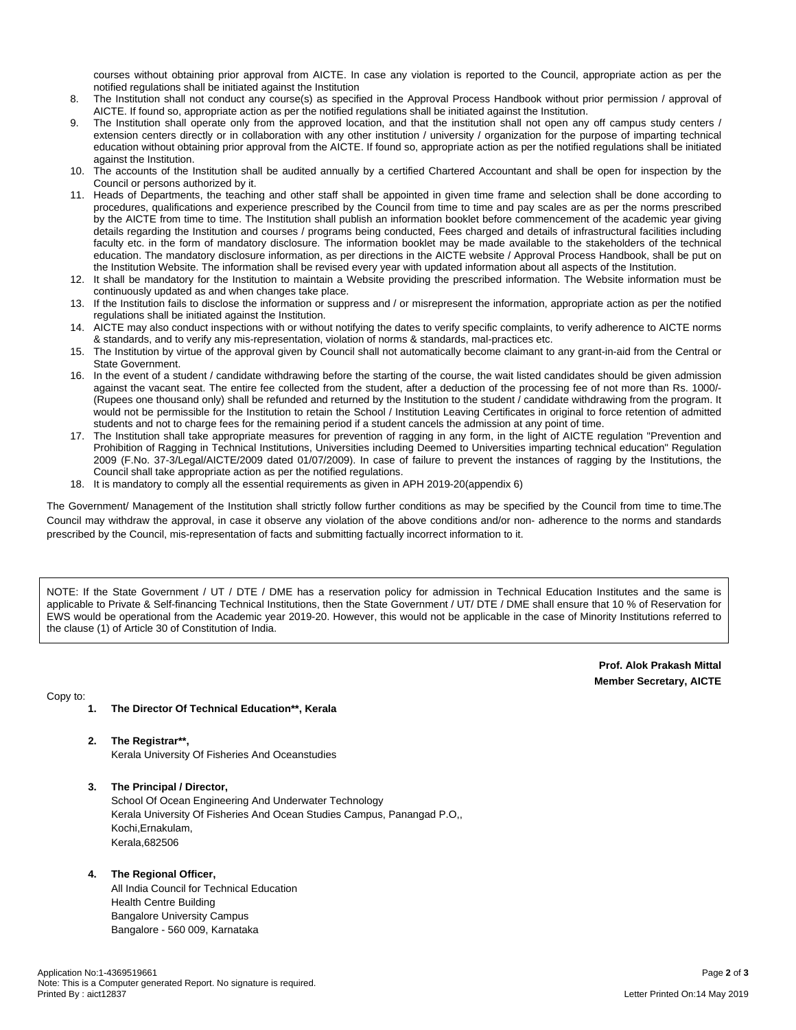courses without obtaining prior approval from AICTE. In case any violation is reported to the Council, appropriate action as per the notified regulations shall be initiated against the Institution

8. The Institution shall not conduct any course(s) as specified in the Approval Process Handbook without prior permission / approval of AICTE. If found so, appropriate action as per the notified regulations shall be initiated against the Institution.
9. The Institution shall operate only from the approved location, and that the institution shall not open any off campus study centers / extension centers directly or in collaboration with any other institution / university / organization for the purpose of imparting technical education without obtaining prior approval from the AICTE. If found so, appropriate action as per the notified regulations shall be initiated against the Institution.
10. The accounts of the Institution shall be audited annually by a certified Chartered Accountant and shall be open for inspection by the Council or persons authorized by it.
11. Heads of Departments, the teaching and other staff shall be appointed in given time frame and selection shall be done according to procedures, qualifications and experience prescribed by the Council from time to time and pay scales are as per the norms prescribed by the AICTE from time to time. The Institution shall publish an information booklet before commencement of the academic year giving details regarding the Institution and courses / programs being conducted, Fees charged and details of infrastructural facilities including faculty etc. in the form of mandatory disclosure. The information booklet may be made available to the stakeholders of the technical education. The mandatory disclosure information, as per directions in the AICTE website / Approval Process Handbook, shall be put on the Institution Website. The information shall be revised every year with updated information about all aspects of the Institution.
12. It shall be mandatory for the Institution to maintain a Website providing the prescribed information. The Website information must be continuously updated as and when changes take place.
13. If the Institution fails to disclose the information or suppress and / or misrepresent the information, appropriate action as per the notified regulations shall be initiated against the Institution.
14. AICTE may also conduct inspections with or without notifying the dates to verify specific complaints, to verify adherence to AICTE norms & standards, and to verify any mis-representation, violation of norms & standards, mal-practices etc.
15. The Institution by virtue of the approval given by Council shall not automatically become claimant to any grant-in-aid from the Central or State Government.
16. In the event of a student / candidate withdrawing before the starting of the course, the wait listed candidates should be given admission against the vacant seat. The entire fee collected from the student, after a deduction of the processing fee of not more than Rs. 1000/- (Rupees one thousand only) shall be refunded and returned by the Institution to the student / candidate withdrawing from the program. It would not be permissible for the Institution to retain the School / Institution Leaving Certificates in original to force retention of admitted students and not to charge fees for the remaining period if a student cancels the admission at any point of time.
17. The Institution shall take appropriate measures for prevention of ragging in any form, in the light of AICTE regulation "Prevention and Prohibition of Ragging in Technical Institutions, Universities including Deemed to Universities imparting technical education" Regulation 2009 (F.No. 37-3/Legal/AICTE/2009 dated 01/07/2009). In case of failure to prevent the instances of ragging by the Institutions, the Council shall take appropriate action as per the notified regulations.
18. It is mandatory to comply all the essential requirements as given in APH 2019-20(appendix 6)

The Government/ Management of the Institution shall strictly follow further conditions as may be specified by the Council from time to time.The Council may withdraw the approval, in case it observe any violation of the above conditions and/or non- adherence to the norms and standards prescribed by the Council, mis-representation of facts and submitting factually incorrect information to it.

NOTE: If the State Government / UT / DTE / DME has a reservation policy for admission in Technical Education Institutes and the same is applicable to Private & Self-financing Technical Institutions, then the State Government / UT/ DTE / DME shall ensure that 10 % of Reservation for EWS would be operational from the Academic year 2019-20. However, this would not be applicable in the case of Minority Institutions referred to the clause (1) of Article 30 of Constitution of India.

**Prof. Alok Prakash Mittal**
**Member Secretary, AICTE**

Copy to:

1. **The Director Of Technical Education**, Kerala**

2. **The Registrar**,**
   Kerala University Of Fisheries And Oceanstudies

3. **The Principal / Director,**
   School Of Ocean Engineering And Underwater Technology
   Kerala University Of Fisheries And Ocean Studies Campus, Panangad P.O,,
   Kochi,Ernakulam,
   Kerala,682506

4. **The Regional Officer,**
   All India Council for Technical Education
   Health Centre Building
   Bangalore University Campus
   Bangalore - 560 009, Karnataka

Application No:1-4369519661
Note: This is a Computer generated Report. No signature is required.
Printed By : aict12837

Letter Printed On:14 May 2019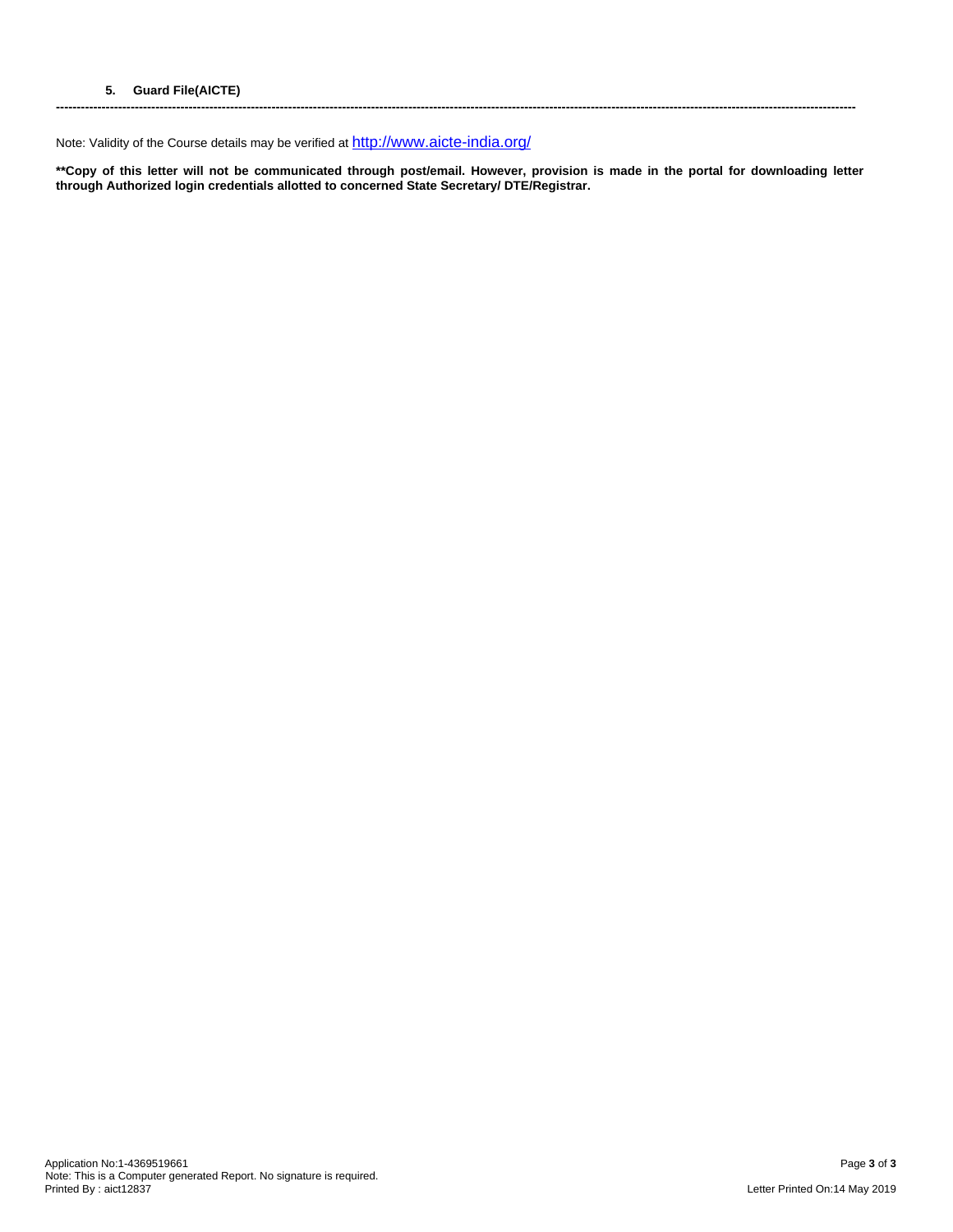5. **Guard File(AICTE)**

---

Note: Validity of the Course details may be verified at http://www.aicte-india.org/

**\*\*Copy of this letter will not be communicated through post/email. However, provision is made in the portal for downloading letter through Authorized login credentials allotted to concerned State Secretary/ DTE/Registrar.**

Application No:1-4369519661
Note: This is a Computer generated Report. No signature is required.
Printed By : aict12837

Letter Printed On:14 May 2019